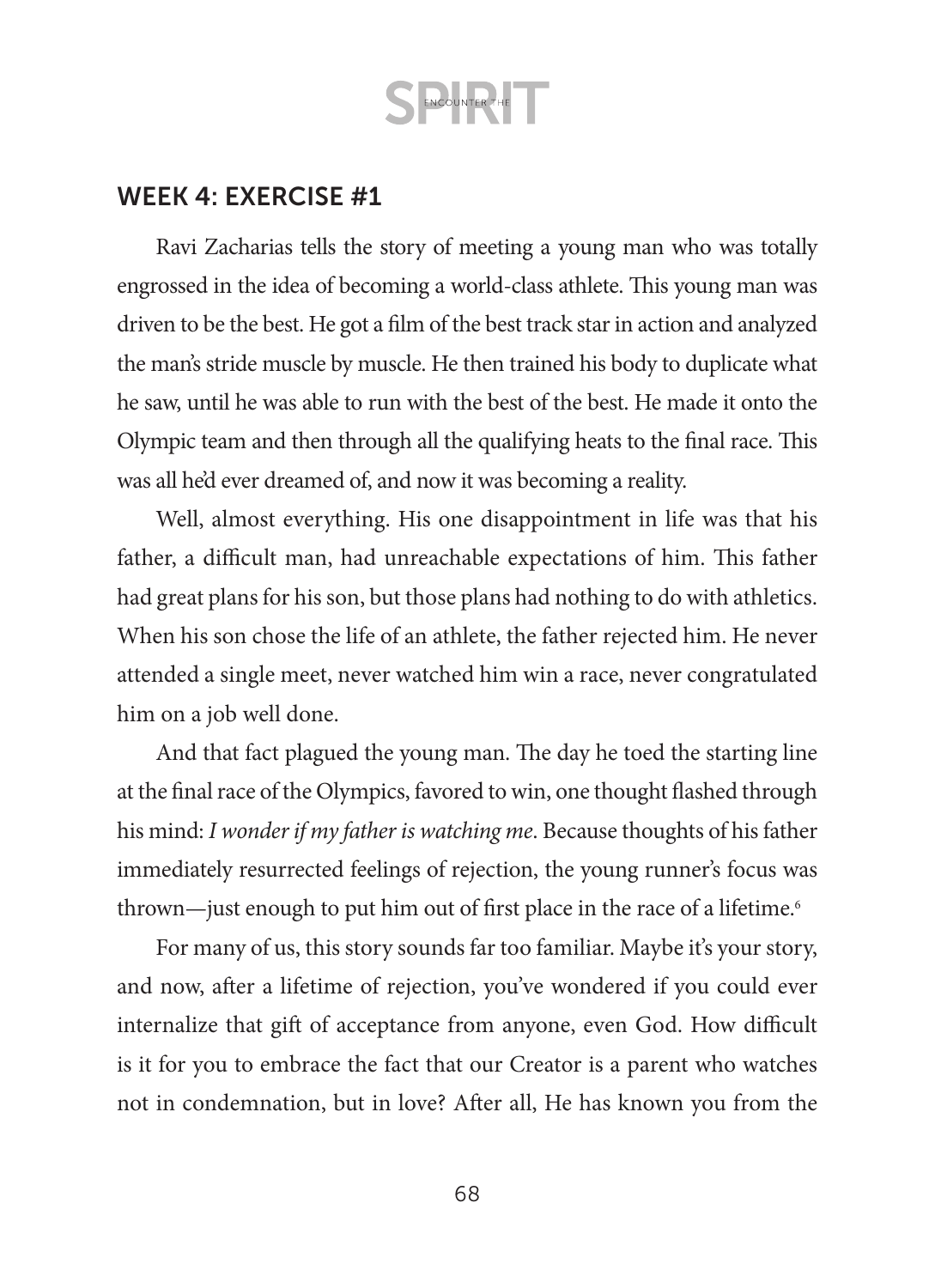## WEEK 4: EXERCISE #1

Ravi Zacharias tells the story of meeting a young man who was totally engrossed in the idea of becoming a world-class athlete. This young man was driven to be the best. He got a film of the best track star in action and analyzed the man's stride muscle by muscle. He then trained his body to duplicate what he saw, until he was able to run with the best of the best. He made it onto the Olympic team and then through all the qualifying heats to the final race. This was all he'd ever dreamed of, and now it was becoming a reality.

Well, almost everything. His one disappointment in life was that his father, a difficult man, had unreachable expectations of him. This father had great plans for his son, but those plans had nothing to do with athletics. When his son chose the life of an athlete, the father rejected him. He never attended a single meet, never watched him win a race, never congratulated him on a job well done.

And that fact plagued the young man. The day he toed the starting line at the final race of the Olympics, favored to win, one thought flashed through his mind: *I wonder if my father is watching me*. Because thoughts of his father immediately resurrected feelings of rejection, the young runner's focus was thrown—just enough to put him out of first place in the race of a lifetime.[6]

For many of us, this story sounds far too familiar. Maybe it's your story, and now, after a lifetime of rejection, you've wondered if you could ever internalize that gift of acceptance from anyone, even God. How difficult is it for you to embrace the fact that our Creator is a parent who watches not in condemnation, but in love? After all, He has known you from the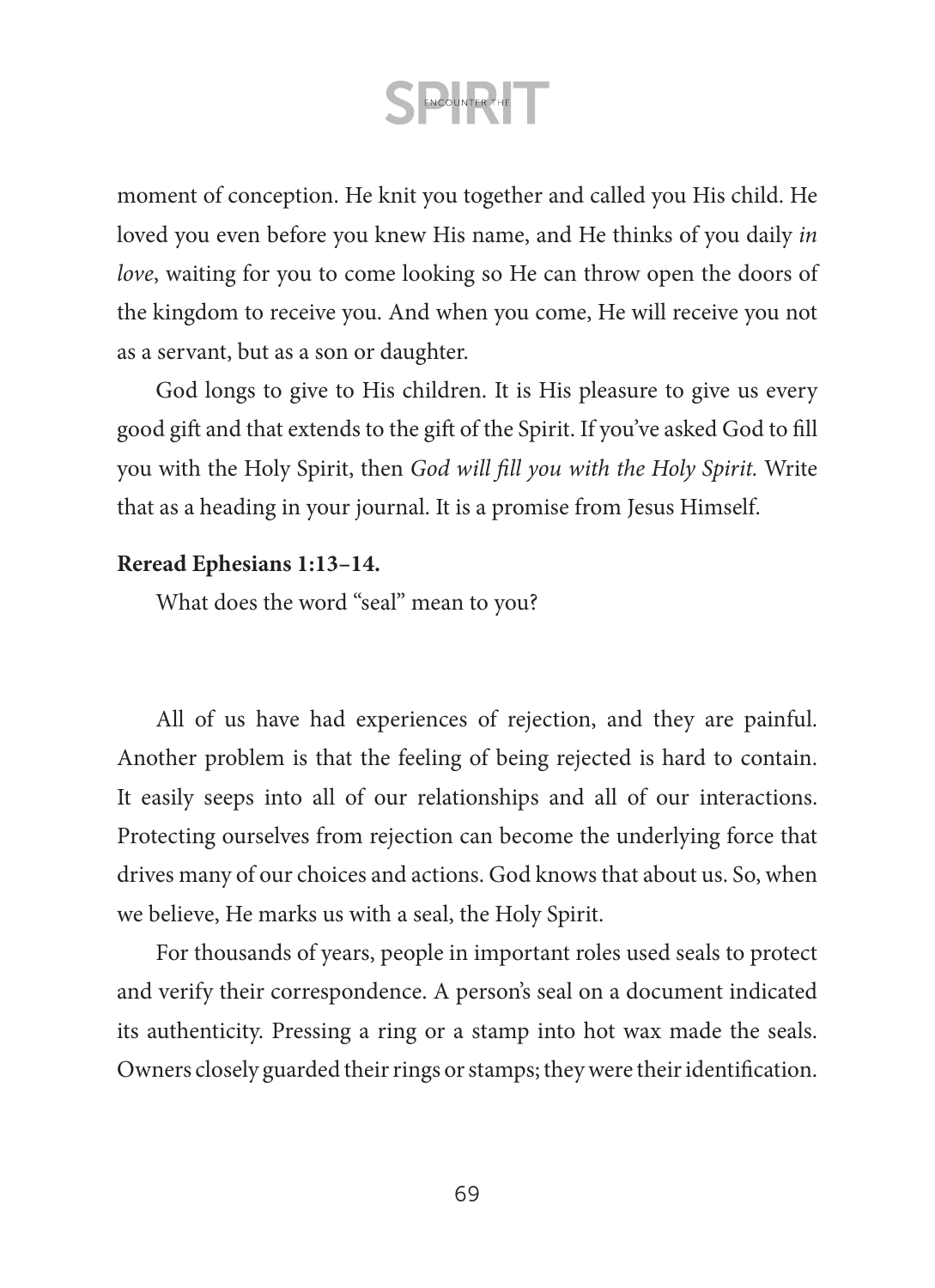moment of conception. He knit you together and called you His child. He loved you even before you knew His name, and He thinks of you daily *in love*, waiting for you to come looking so He can throw open the doors of the kingdom to receive you. And when you come, He will receive you not as a servant, but as a son or daughter.

God longs to give to His children. It is His pleasure to give us every good gift and that extends to the gift of the Spirit. If you've asked God to fill you with the Holy Spirit, then *God will fill you with the Holy Spirit.* Write that as a heading in your journal. It is a promise from Jesus Himself.

**Reread Ephesians 1:13–14.**

What does the word "seal" mean to you?

All of us have had experiences of rejection, and they are painful. Another problem is that the feeling of being rejected is hard to contain. It easily seeps into all of our relationships and all of our interactions. Protecting ourselves from rejection can become the underlying force that drives many of our choices and actions. God knows that about us. So, when we believe, He marks us with a seal, the Holy Spirit.

For thousands of years, people in important roles used seals to protect and verify their correspondence. A person's seal on a document indicated its authenticity. Pressing a ring or a stamp into hot wax made the seals. Owners closely guarded their rings or stamps; they were their identification.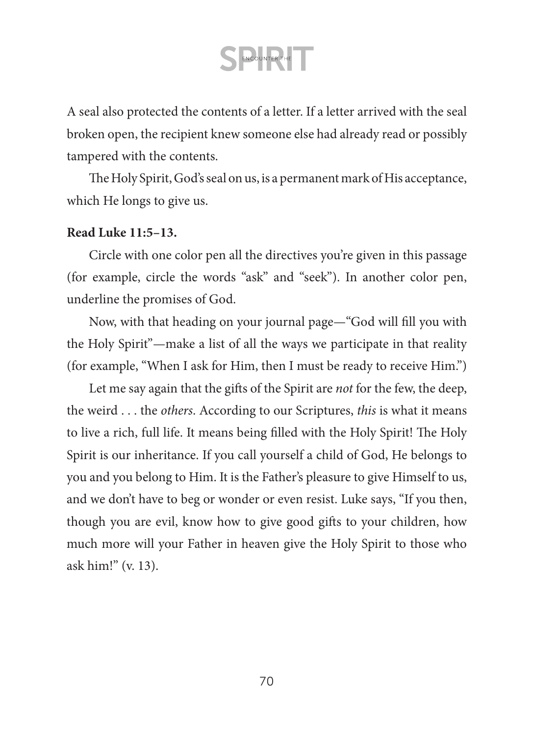A seal also protected the contents of a letter. If a letter arrived with the seal broken open, the recipient knew someone else had already read or possibly tampered with the contents.

The Holy Spirit, God's seal on us, is a permanent mark of His acceptance, which He longs to give us.

**Read Luke 11:5–13.**

Circle with one color pen all the directives you're given in this passage (for example, circle the words "ask" and "seek"). In another color pen, underline the promises of God.

Now, with that heading on your journal page—"God will fill you with the Holy Spirit"—make a list of all the ways we participate in that reality (for example, "When I ask for Him, then I must be ready to receive Him.")

Let me say again that the gifts of the Spirit are *not* for the few, the deep, the weird . . . the *others*. According to our Scriptures, *this* is what it means to live a rich, full life. It means being filled with the Holy Spirit! The Holy Spirit is our inheritance. If you call yourself a child of God, He belongs to you and you belong to Him. It is the Father's pleasure to give Himself to us, and we don't have to beg or wonder or even resist. Luke says, "If you then, though you are evil, know how to give good gifts to your children, how much more will your Father in heaven give the Holy Spirit to those who ask him!" (v. 13).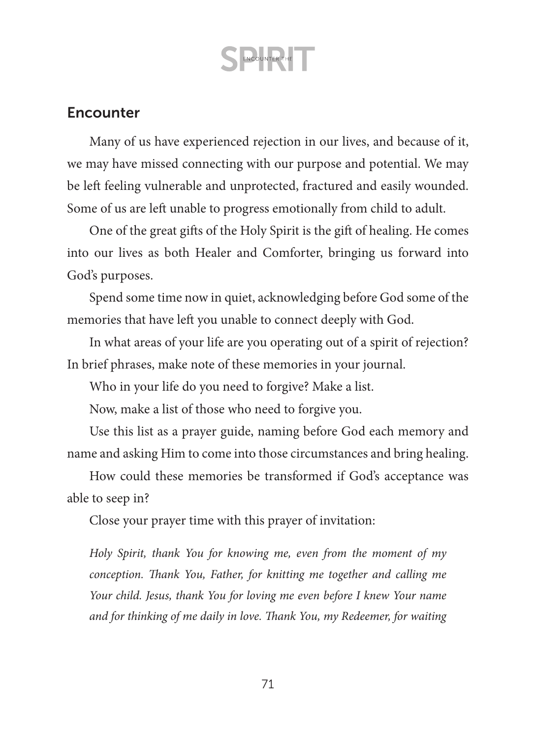## Encounter

Many of us have experienced rejection in our lives, and because of it, we may have missed connecting with our purpose and potential. We may be left feeling vulnerable and unprotected, fractured and easily wounded. Some of us are left unable to progress emotionally from child to adult.

One of the great gifts of the Holy Spirit is the gift of healing. He comes into our lives as both Healer and Comforter, bringing us forward into God's purposes.

Spend some time now in quiet, acknowledging before God some of the memories that have left you unable to connect deeply with God.

In what areas of your life are you operating out of a spirit of rejection? In brief phrases, make note of these memories in your journal.

Who in your life do you need to forgive? Make a list.

Now, make a list of those who need to forgive you.

Use this list as a prayer guide, naming before God each memory and name and asking Him to come into those circumstances and bring healing.

How could these memories be transformed if God's acceptance was able to seep in?

Close your prayer time with this prayer of invitation:

*Holy Spirit, thank You for knowing me, even from the moment of my conception. Thank You, Father, for knitting me together and calling me Your child. Jesus, thank You for loving me even before I knew Your name and for thinking of me daily in love. Thank You, my Redeemer, for waiting*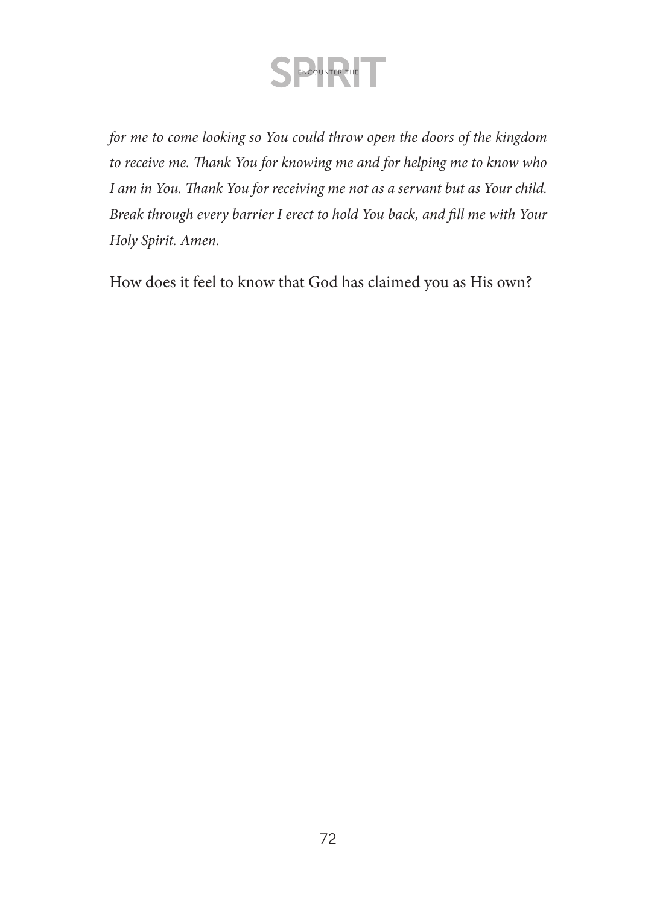*for me to come looking so You could throw open the doors of the kingdom to receive me. Thank You for knowing me and for helping me to know who I am in You. Thank You for receiving me not as a servant but as Your child. Break through every barrier I erect to hold You back, and fill me with Your Holy Spirit. Amen.*

How does it feel to know that God has claimed you as His own?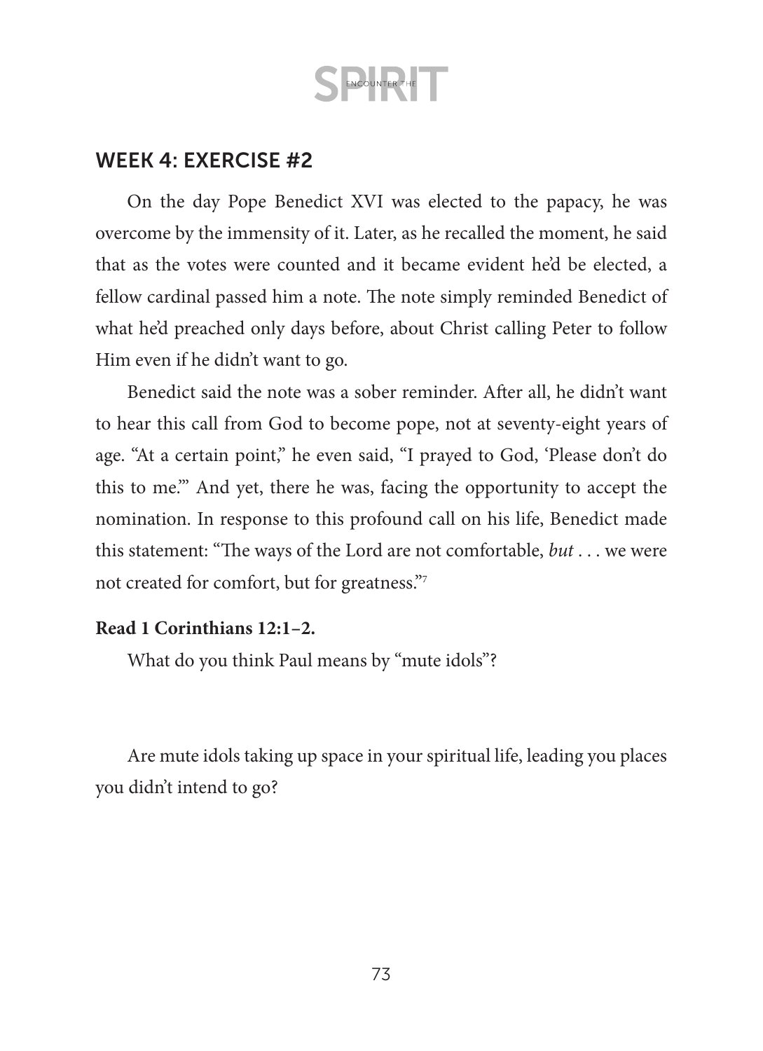## WEEK 4: EXERCISE #2

On the day Pope Benedict XVI was elected to the papacy, he was overcome by the immensity of it. Later, as he recalled the moment, he said that as the votes were counted and it became evident he'd be elected, a fellow cardinal passed him a note. The note simply reminded Benedict of what he'd preached only days before, about Christ calling Peter to follow Him even if he didn't want to go.

Benedict said the note was a sober reminder. After all, he didn't want to hear this call from God to become pope, not at seventy-eight years of age. "At a certain point," he even said, "I prayed to God, 'Please don't do this to me.'" And yet, there he was, facing the opportunity to accept the nomination. In response to this profound call on his life, Benedict made this statement: "The ways of the Lord are not comfortable, *but* . . . we were not created for comfort, but for greatness."[7]

**Read 1 Corinthians 12:1–2.**

What do you think Paul means by "mute idols"?

Are mute idols taking up space in your spiritual life, leading you places you didn't intend to go?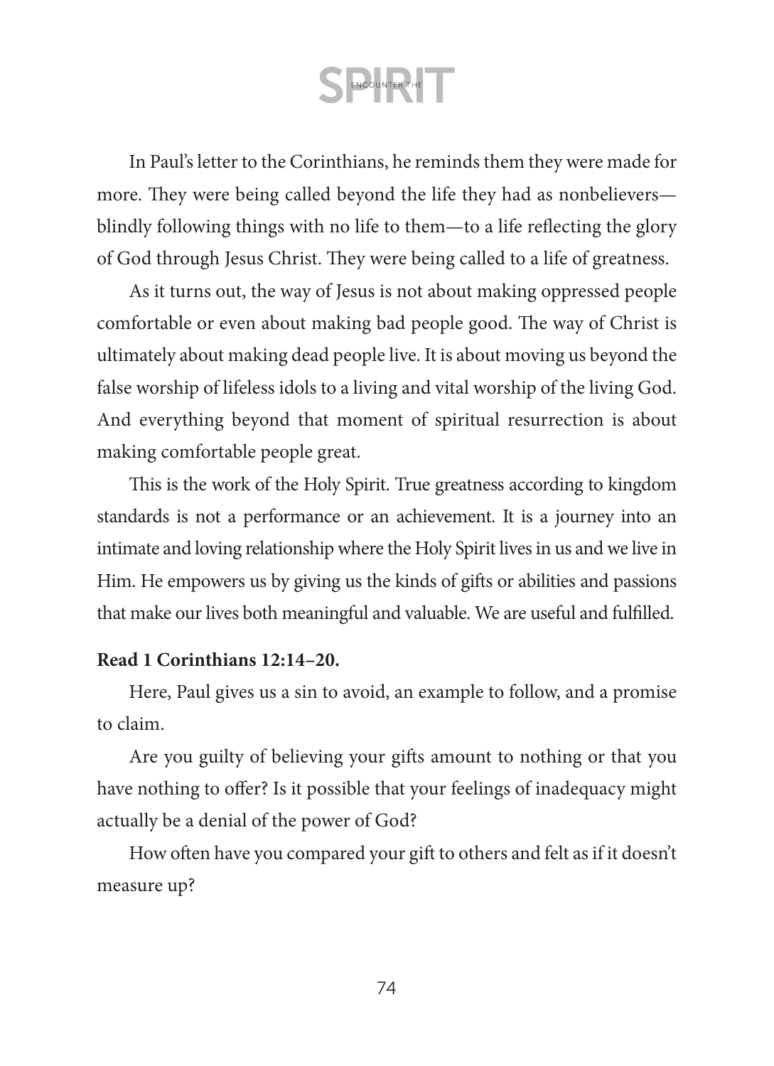In Paul's letter to the Corinthians, he reminds them they were made for more. They were being called beyond the life they had as nonbelievers—blindly following things with no life to them—to a life reflecting the glory of God through Jesus Christ. They were being called to a life of greatness.

As it turns out, the way of Jesus is not about making oppressed people comfortable or even about making bad people good. The way of Christ is ultimately about making dead people live. It is about moving us beyond the false worship of lifeless idols to a living and vital worship of the living God. And everything beyond that moment of spiritual resurrection is about making comfortable people great.

This is the work of the Holy Spirit. True greatness according to kingdom standards is not a performance or an achievement. It is a journey into an intimate and loving relationship where the Holy Spirit lives in us and we live in Him. He empowers us by giving us the kinds of gifts or abilities and passions that make our lives both meaningful and valuable. We are useful and fulfilled.

**Read 1 Corinthians 12:14–20.**

Here, Paul gives us a sin to avoid, an example to follow, and a promise to claim.

Are you guilty of believing your gifts amount to nothing or that you have nothing to offer? Is it possible that your feelings of inadequacy might actually be a denial of the power of God?

How often have you compared your gift to others and felt as if it doesn't measure up?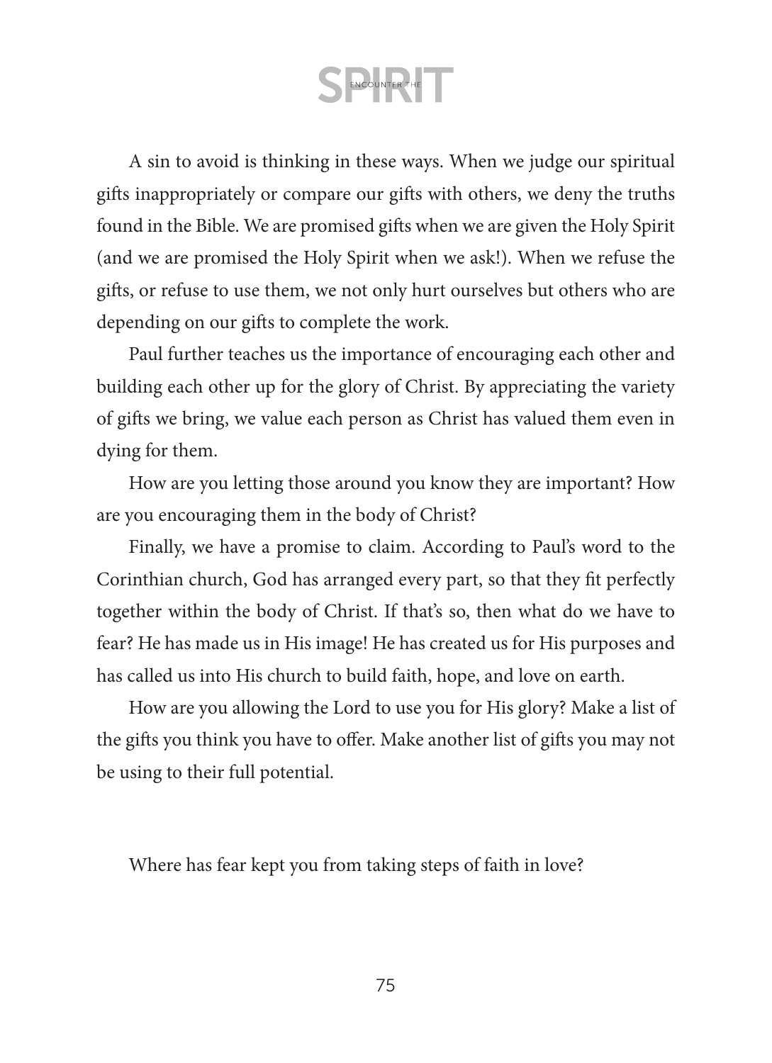A sin to avoid is thinking in these ways. When we judge our spiritual gifts inappropriately or compare our gifts with others, we deny the truths found in the Bible. We are promised gifts when we are given the Holy Spirit (and we are promised the Holy Spirit when we ask!). When we refuse the gifts, or refuse to use them, we not only hurt ourselves but others who are depending on our gifts to complete the work.

Paul further teaches us the importance of encouraging each other and building each other up for the glory of Christ. By appreciating the variety of gifts we bring, we value each person as Christ has valued them even in dying for them.

How are you letting those around you know they are important? How are you encouraging them in the body of Christ?

Finally, we have a promise to claim. According to Paul's word to the Corinthian church, God has arranged every part, so that they fit perfectly together within the body of Christ. If that's so, then what do we have to fear? He has made us in His image! He has created us for His purposes and has called us into His church to build faith, hope, and love on earth.

How are you allowing the Lord to use you for His glory? Make a list of the gifts you think you have to offer. Make another list of gifts you may not be using to their full potential.

Where has fear kept you from taking steps of faith in love?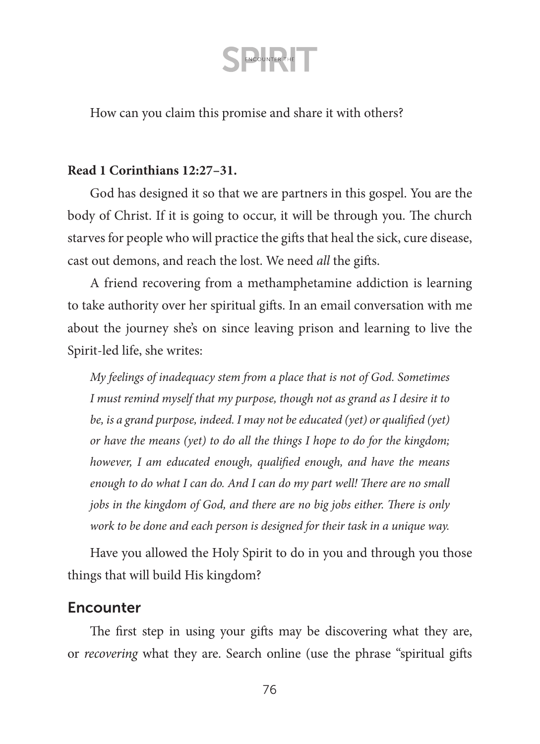How can you claim this promise and share it with others?

**Read 1 Corinthians 12:27–31.**

God has designed it so that we are partners in this gospel. You are the body of Christ. If it is going to occur, it will be through you. The church starves for people who will practice the gifts that heal the sick, cure disease, cast out demons, and reach the lost. We need *all* the gifts.

A friend recovering from a methamphetamine addiction is learning to take authority over her spiritual gifts. In an email conversation with me about the journey she's on since leaving prison and learning to live the Spirit-led life, she writes:

> *My feelings of inadequacy stem from a place that is not of God. Sometimes I must remind myself that my purpose, though not as grand as I desire it to be, is a grand purpose, indeed. I may not be educated (yet) or qualified (yet) or have the means (yet) to do all the things I hope to do for the kingdom; however, I am educated enough, qualified enough, and have the means enough to do what I can do. And I can do my part well! There are no small jobs in the kingdom of God, and there are no big jobs either. There is only work to be done and each person is designed for their task in a unique way.*

Have you allowed the Holy Spirit to do in you and through you those things that will build His kingdom?

## Encounter

The first step in using your gifts may be discovering what they are, or *recovering* what they are. Search online (use the phrase "spiritual gifts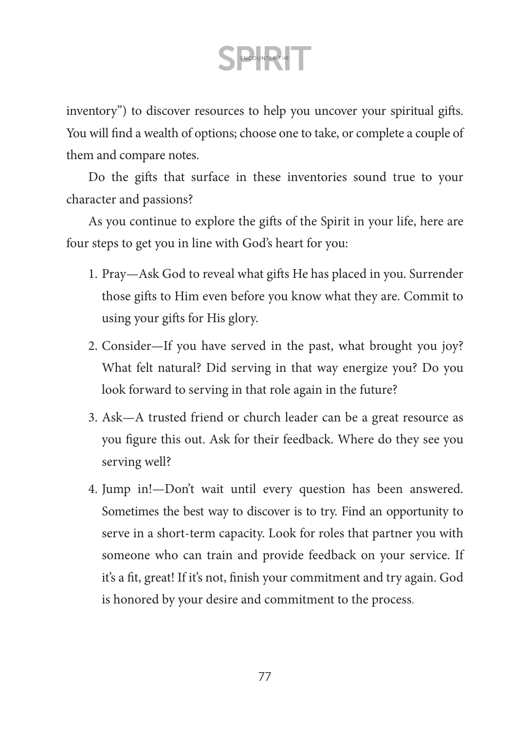inventory") to discover resources to help you uncover your spiritual gifts. You will find a wealth of options; choose one to take, or complete a couple of them and compare notes.

Do the gifts that surface in these inventories sound true to your character and passions?

As you continue to explore the gifts of the Spirit in your life, here are four steps to get you in line with God's heart for you:

1. Pray—Ask God to reveal what gifts He has placed in you. Surrender those gifts to Him even before you know what they are. Commit to using your gifts for His glory.
2. Consider—If you have served in the past, what brought you joy? What felt natural? Did serving in that way energize you? Do you look forward to serving in that role again in the future?
3. Ask—A trusted friend or church leader can be a great resource as you figure this out. Ask for their feedback. Where do they see you serving well?
4. Jump in!—Don't wait until every question has been answered. Sometimes the best way to discover is to try. Find an opportunity to serve in a short-term capacity. Look for roles that partner you with someone who can train and provide feedback on your service. If it's a fit, great! If it's not, finish your commitment and try again. God is honored by your desire and commitment to the process.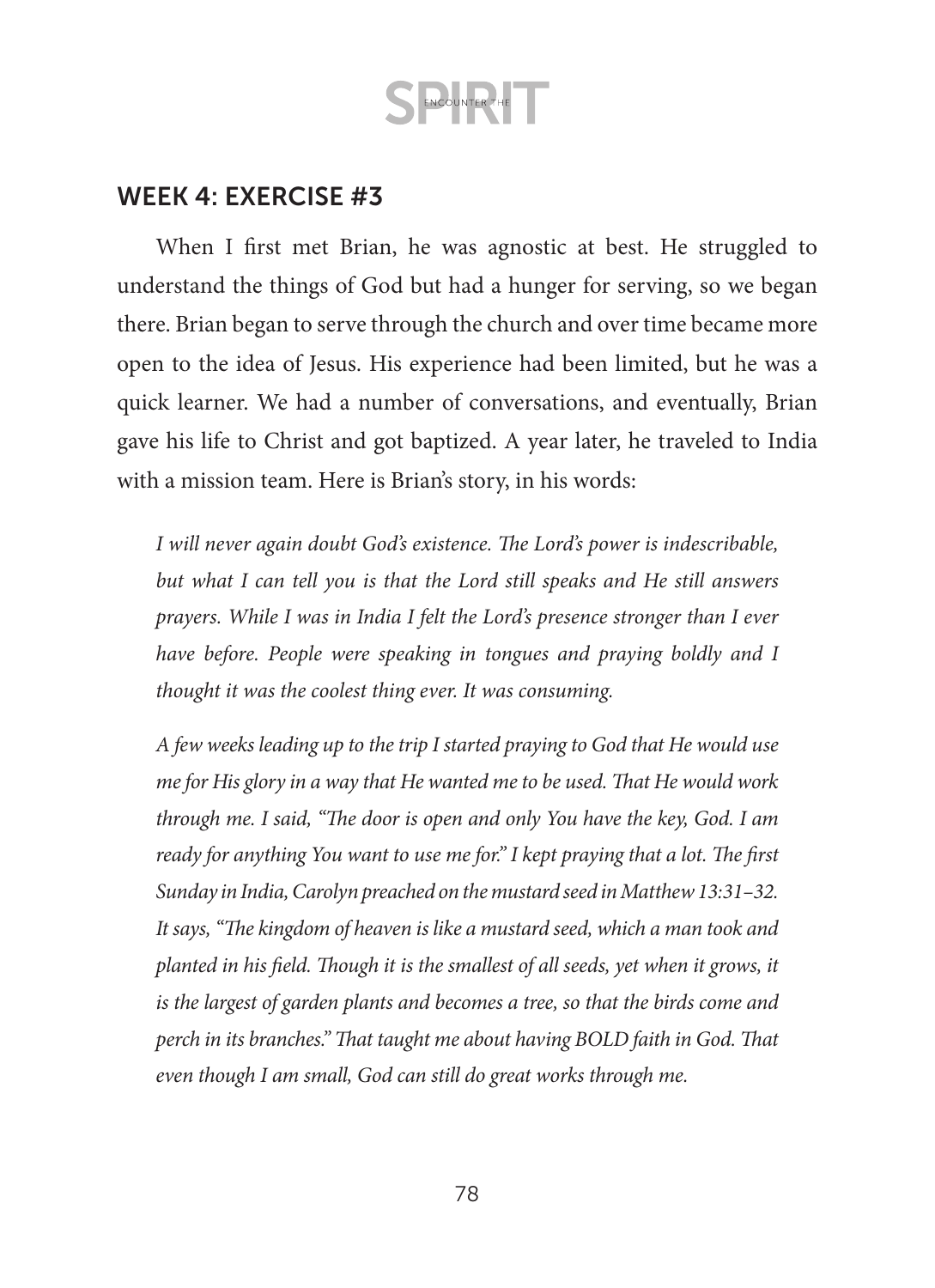## WEEK 4: EXERCISE #3

When I first met Brian, he was agnostic at best. He struggled to understand the things of God but had a hunger for serving, so we began there. Brian began to serve through the church and over time became more open to the idea of Jesus. His experience had been limited, but he was a quick learner. We had a number of conversations, and eventually, Brian gave his life to Christ and got baptized. A year later, he traveled to India with a mission team. Here is Brian's story, in his words:

> *I will never again doubt God's existence. The Lord's power is indescribable, but what I can tell you is that the Lord still speaks and He still answers prayers. While I was in India I felt the Lord's presence stronger than I ever have before. People were speaking in tongues and praying boldly and I thought it was the coolest thing ever. It was consuming.*
>
> *A few weeks leading up to the trip I started praying to God that He would use me for His glory in a way that He wanted me to be used. That He would work through me. I said, "The door is open and only You have the key, God. I am ready for anything You want to use me for." I kept praying that a lot. The first Sunday in India, Carolyn preached on the mustard seed in Matthew 13:31–32. It says, "The kingdom of heaven is like a mustard seed, which a man took and planted in his field. Though it is the smallest of all seeds, yet when it grows, it is the largest of garden plants and becomes a tree, so that the birds come and perch in its branches." That taught me about having BOLD faith in God. That even though I am small, God can still do great works through me.*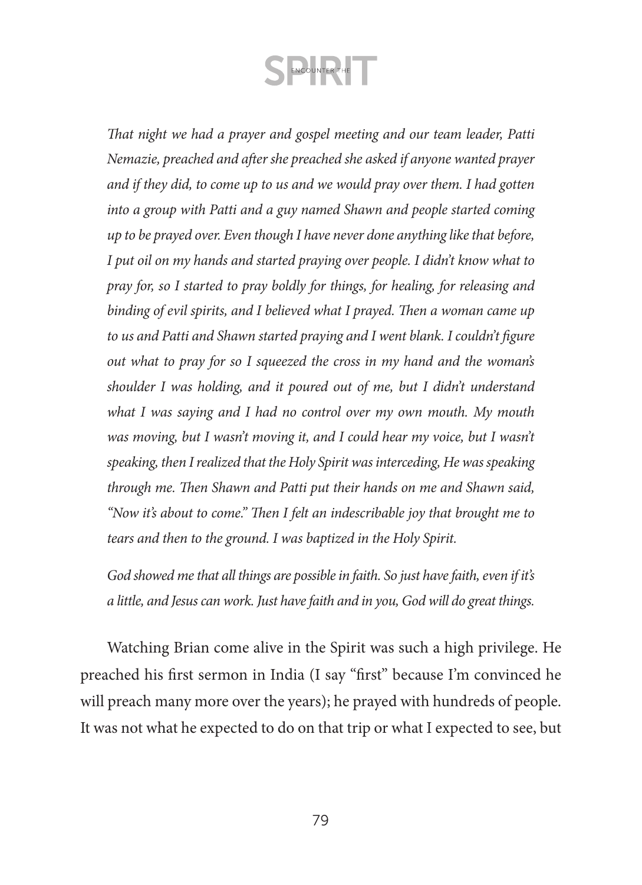*That night we had a prayer and gospel meeting and our team leader, Patti Nemazie, preached and after she preached she asked if anyone wanted prayer and if they did, to come up to us and we would pray over them. I had gotten into a group with Patti and a guy named Shawn and people started coming up to be prayed over. Even though I have never done anything like that before, I put oil on my hands and started praying over people. I didn't know what to pray for, so I started to pray boldly for things, for healing, for releasing and binding of evil spirits, and I believed what I prayed. Then a woman came up to us and Patti and Shawn started praying and I went blank. I couldn't figure out what to pray for so I squeezed the cross in my hand and the woman's shoulder I was holding, and it poured out of me, but I didn't understand what I was saying and I had no control over my own mouth. My mouth was moving, but I wasn't moving it, and I could hear my voice, but I wasn't speaking, then I realized that the Holy Spirit was interceding, He was speaking through me. Then Shawn and Patti put their hands on me and Shawn said, "Now it's about to come." Then I felt an indescribable joy that brought me to tears and then to the ground. I was baptized in the Holy Spirit.*

*God showed me that all things are possible in faith. So just have faith, even if it's a little, and Jesus can work. Just have faith and in you, God will do great things.*

Watching Brian come alive in the Spirit was such a high privilege. He preached his first sermon in India (I say "first" because I'm convinced he will preach many more over the years); he prayed with hundreds of people. It was not what he expected to do on that trip or what I expected to see, but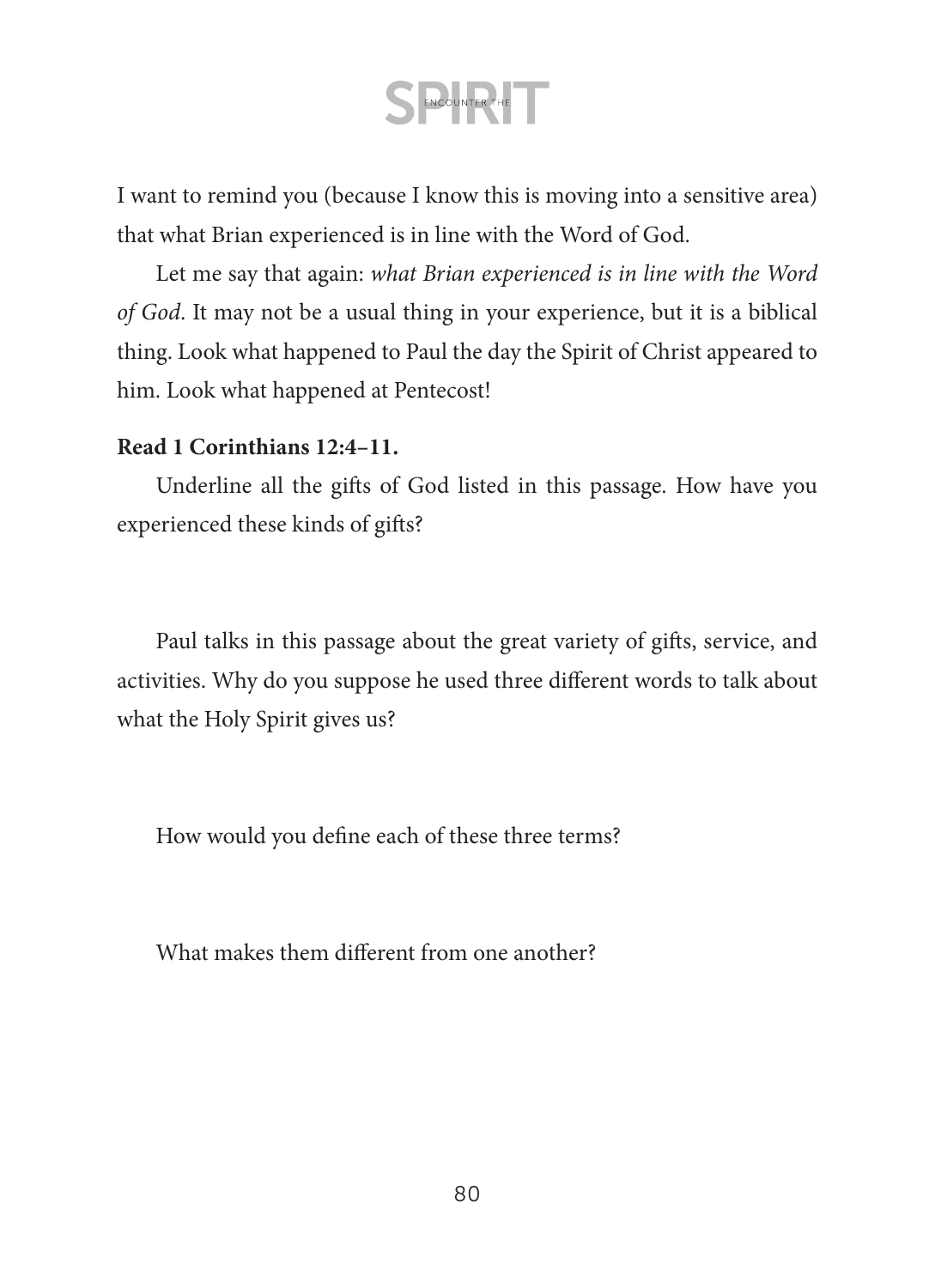I want to remind you (because I know this is moving into a sensitive area) that what Brian experienced is in line with the Word of God.

Let me say that again: *what Brian experienced is in line with the Word of God*. It may not be a usual thing in your experience, but it is a biblical thing. Look what happened to Paul the day the Spirit of Christ appeared to him. Look what happened at Pentecost!

**Read 1 Corinthians 12:4–11.**

Underline all the gifts of God listed in this passage. How have you experienced these kinds of gifts?

Paul talks in this passage about the great variety of gifts, service, and activities. Why do you suppose he used three different words to talk about what the Holy Spirit gives us?

How would you define each of these three terms?

What makes them different from one another?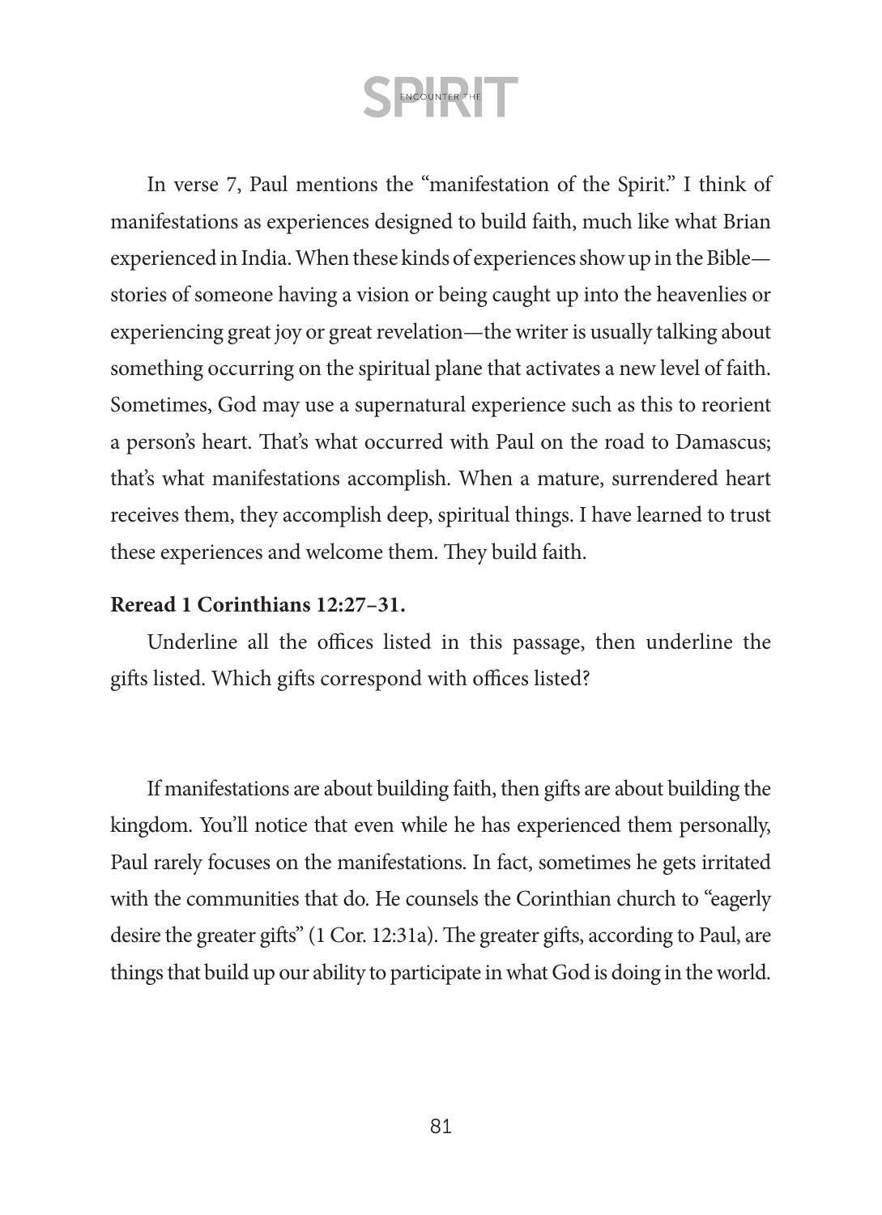In verse 7, Paul mentions the "manifestation of the Spirit." I think of manifestations as experiences designed to build faith, much like what Brian experienced in India. When these kinds of experiences show up in the Bible—stories of someone having a vision or being caught up into the heavenlies or experiencing great joy or great revelation—the writer is usually talking about something occurring on the spiritual plane that activates a new level of faith. Sometimes, God may use a supernatural experience such as this to reorient a person's heart. That's what occurred with Paul on the road to Damascus; that's what manifestations accomplish. When a mature, surrendered heart receives them, they accomplish deep, spiritual things. I have learned to trust these experiences and welcome them. They build faith.

**Reread 1 Corinthians 12:27–31.**

Underline all the offices listed in this passage, then underline the gifts listed. Which gifts correspond with offices listed?

If manifestations are about building faith, then gifts are about building the kingdom. You'll notice that even while he has experienced them personally, Paul rarely focuses on the manifestations. In fact, sometimes he gets irritated with the communities that do. He counsels the Corinthian church to "eagerly desire the greater gifts" (1 Cor. 12:31a). The greater gifts, according to Paul, are things that build up our ability to participate in what God is doing in the world.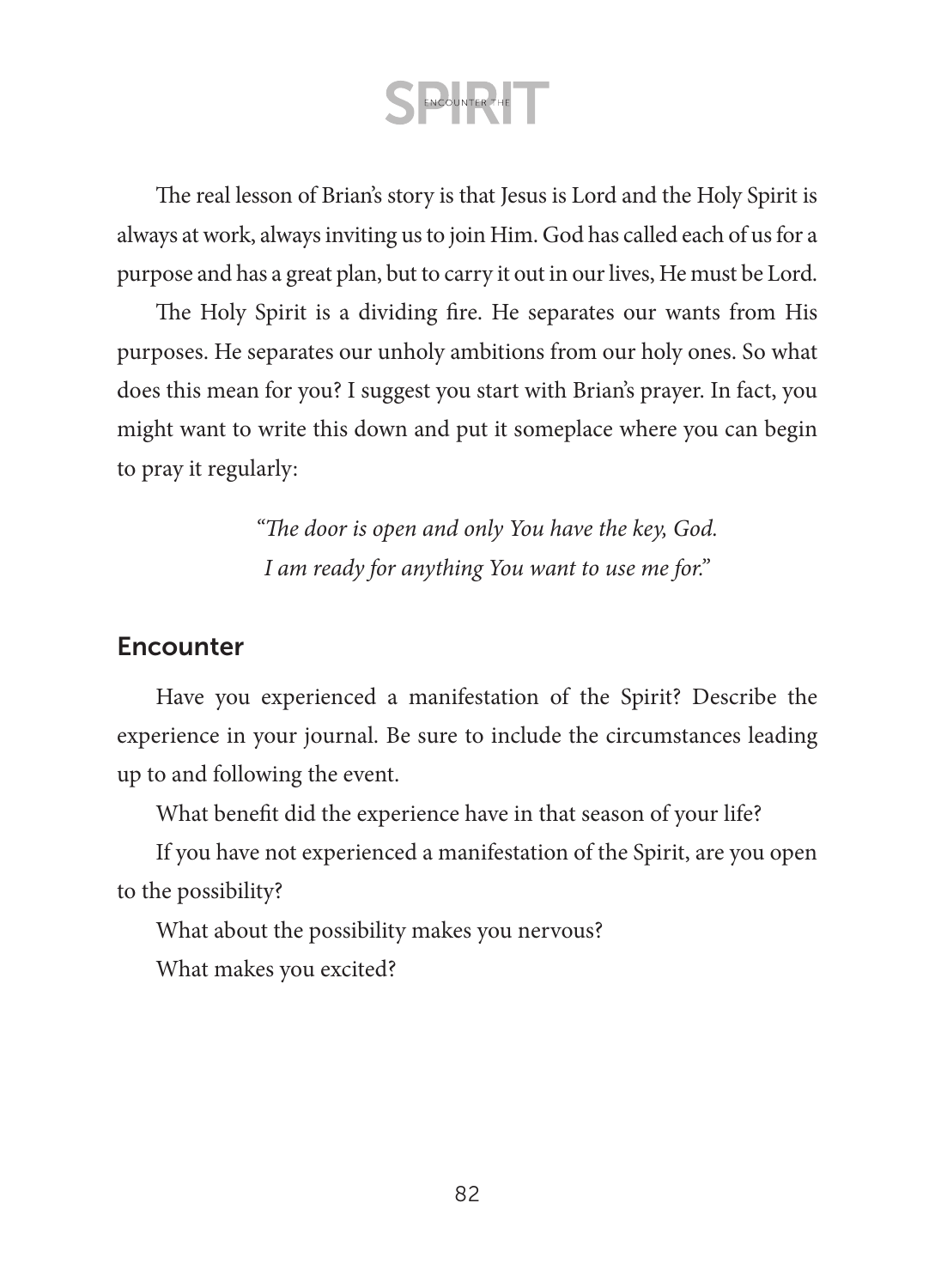The real lesson of Brian's story is that Jesus is Lord and the Holy Spirit is always at work, always inviting us to join Him. God has called each of us for a purpose and has a great plan, but to carry it out in our lives, He must be Lord.

The Holy Spirit is a dividing fire. He separates our wants from His purposes. He separates our unholy ambitions from our holy ones. So what does this mean for you? I suggest you start with Brian's prayer. In fact, you might want to write this down and put it someplace where you can begin to pray it regularly:

*"The door is open and only You have the key, God.*
*I am ready for anything You want to use me for."*

## Encounter

Have you experienced a manifestation of the Spirit? Describe the experience in your journal. Be sure to include the circumstances leading up to and following the event.

What benefit did the experience have in that season of your life?

If you have not experienced a manifestation of the Spirit, are you open to the possibility?

What about the possibility makes you nervous?

What makes you excited?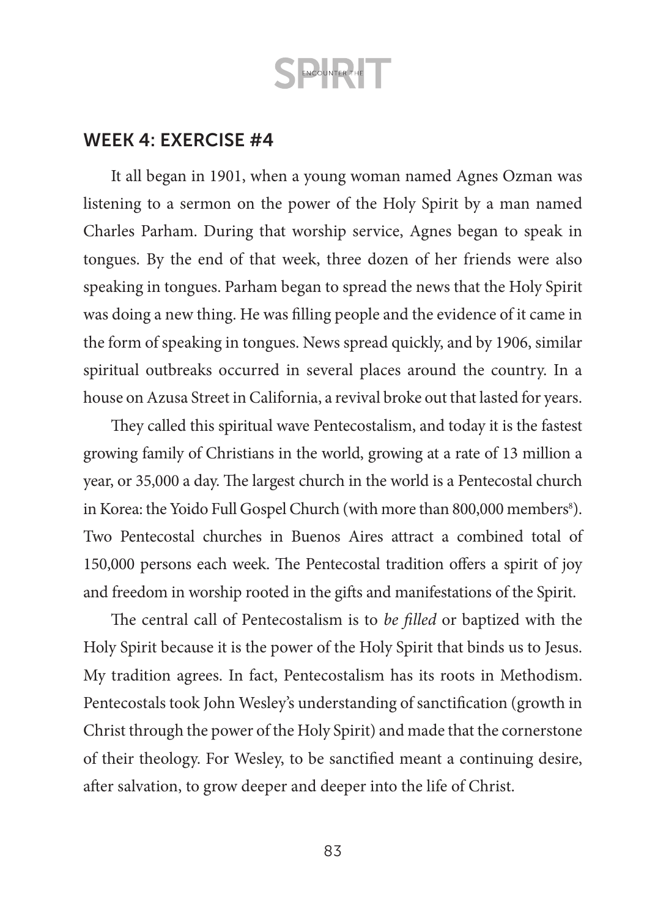## WEEK 4: EXERCISE #4

It all began in 1901, when a young woman named Agnes Ozman was listening to a sermon on the power of the Holy Spirit by a man named Charles Parham. During that worship service, Agnes began to speak in tongues. By the end of that week, three dozen of her friends were also speaking in tongues. Parham began to spread the news that the Holy Spirit was doing a new thing. He was filling people and the evidence of it came in the form of speaking in tongues. News spread quickly, and by 1906, similar spiritual outbreaks occurred in several places around the country. In a house on Azusa Street in California, a revival broke out that lasted for years.

They called this spiritual wave Pentecostalism, and today it is the fastest growing family of Christians in the world, growing at a rate of 13 million a year, or 35,000 a day. The largest church in the world is a Pentecostal church in Korea: the Yoido Full Gospel Church (with more than 800,000 members[8]). Two Pentecostal churches in Buenos Aires attract a combined total of 150,000 persons each week. The Pentecostal tradition offers a spirit of joy and freedom in worship rooted in the gifts and manifestations of the Spirit.

The central call of Pentecostalism is to *be filled* or baptized with the Holy Spirit because it is the power of the Holy Spirit that binds us to Jesus. My tradition agrees. In fact, Pentecostalism has its roots in Methodism. Pentecostals took John Wesley's understanding of sanctification (growth in Christ through the power of the Holy Spirit) and made that the cornerstone of their theology. For Wesley, to be sanctified meant a continuing desire, after salvation, to grow deeper and deeper into the life of Christ.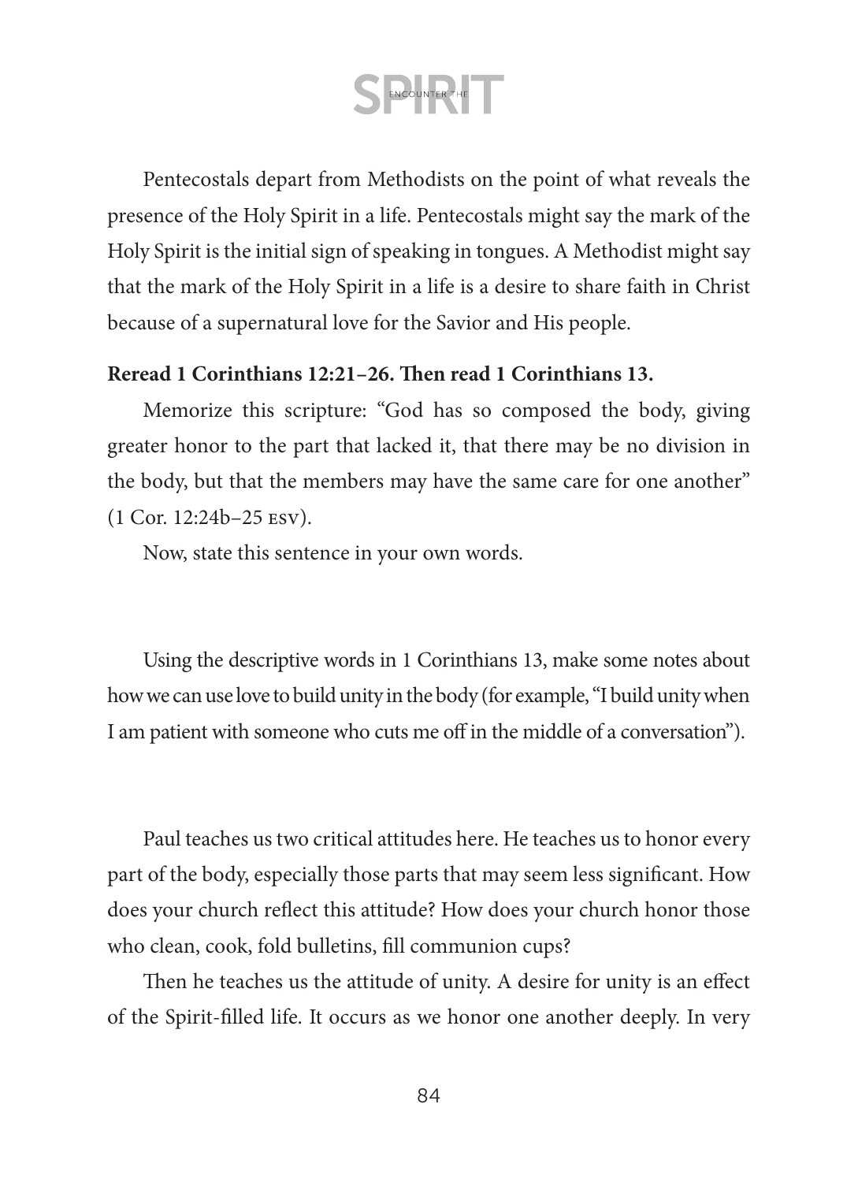Pentecostals depart from Methodists on the point of what reveals the presence of the Holy Spirit in a life. Pentecostals might say the mark of the Holy Spirit is the initial sign of speaking in tongues. A Methodist might say that the mark of the Holy Spirit in a life is a desire to share faith in Christ because of a supernatural love for the Savior and His people.

**Reread 1 Corinthians 12:21–26. Then read 1 Corinthians 13.**

Memorize this scripture: "God has so composed the body, giving greater honor to the part that lacked it, that there may be no division in the body, but that the members may have the same care for one another" (1 Cor. 12:24b–25 ESV).

Now, state this sentence in your own words.

Using the descriptive words in 1 Corinthians 13, make some notes about how we can use love to build unity in the body (for example, "I build unity when I am patient with someone who cuts me off in the middle of a conversation").

Paul teaches us two critical attitudes here. He teaches us to honor every part of the body, especially those parts that may seem less significant. How does your church reflect this attitude? How does your church honor those who clean, cook, fold bulletins, fill communion cups?

Then he teaches us the attitude of unity. A desire for unity is an effect of the Spirit-filled life. It occurs as we honor one another deeply. In very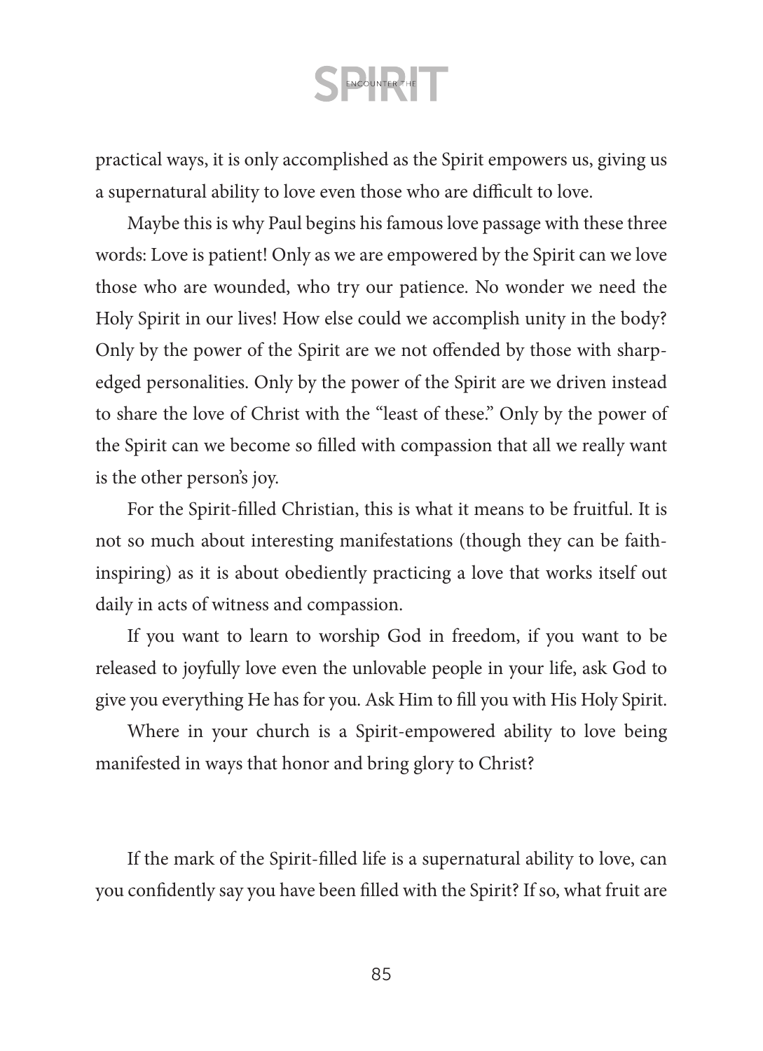practical ways, it is only accomplished as the Spirit empowers us, giving us a supernatural ability to love even those who are difficult to love.

Maybe this is why Paul begins his famous love passage with these three words: Love is patient! Only as we are empowered by the Spirit can we love those who are wounded, who try our patience. No wonder we need the Holy Spirit in our lives! How else could we accomplish unity in the body? Only by the power of the Spirit are we not offended by those with sharp-edged personalities. Only by the power of the Spirit are we driven instead to share the love of Christ with the "least of these." Only by the power of the Spirit can we become so filled with compassion that all we really want is the other person's joy.

For the Spirit-filled Christian, this is what it means to be fruitful. It is not so much about interesting manifestations (though they can be faith-inspiring) as it is about obediently practicing a love that works itself out daily in acts of witness and compassion.

If you want to learn to worship God in freedom, if you want to be released to joyfully love even the unlovable people in your life, ask God to give you everything He has for you. Ask Him to fill you with His Holy Spirit.

Where in your church is a Spirit-empowered ability to love being manifested in ways that honor and bring glory to Christ?

If the mark of the Spirit-filled life is a supernatural ability to love, can you confidently say you have been filled with the Spirit? If so, what fruit are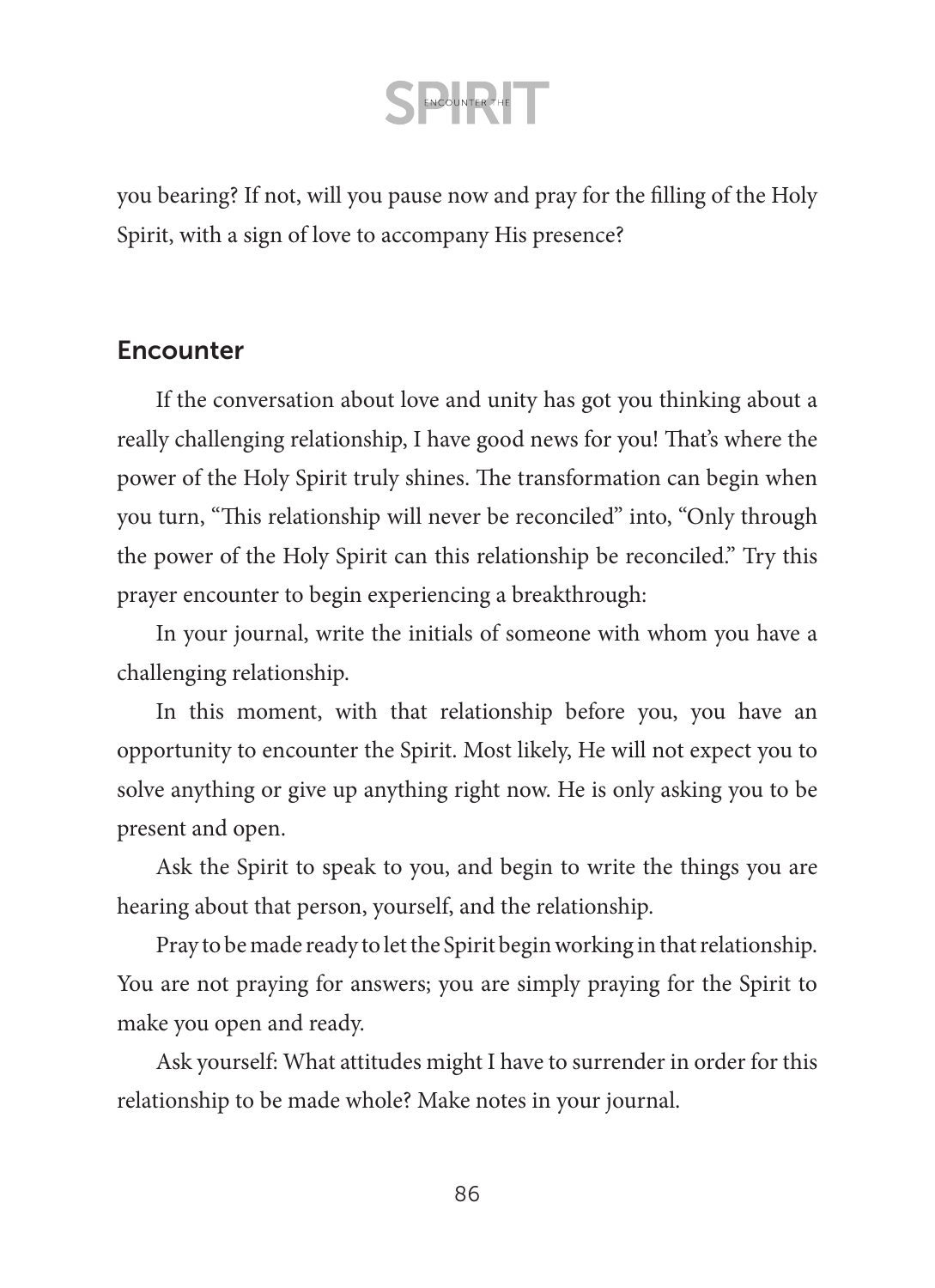you bearing? If not, will you pause now and pray for the filling of the Holy Spirit, with a sign of love to accompany His presence?

## Encounter

If the conversation about love and unity has got you thinking about a really challenging relationship, I have good news for you! That's where the power of the Holy Spirit truly shines. The transformation can begin when you turn, "This relationship will never be reconciled" into, "Only through the power of the Holy Spirit can this relationship be reconciled." Try this prayer encounter to begin experiencing a breakthrough:

In your journal, write the initials of someone with whom you have a challenging relationship.

In this moment, with that relationship before you, you have an opportunity to encounter the Spirit. Most likely, He will not expect you to solve anything or give up anything right now. He is only asking you to be present and open.

Ask the Spirit to speak to you, and begin to write the things you are hearing about that person, yourself, and the relationship.

Pray to be made ready to let the Spirit begin working in that relationship. You are not praying for answers; you are simply praying for the Spirit to make you open and ready.

Ask yourself: What attitudes might I have to surrender in order for this relationship to be made whole? Make notes in your journal.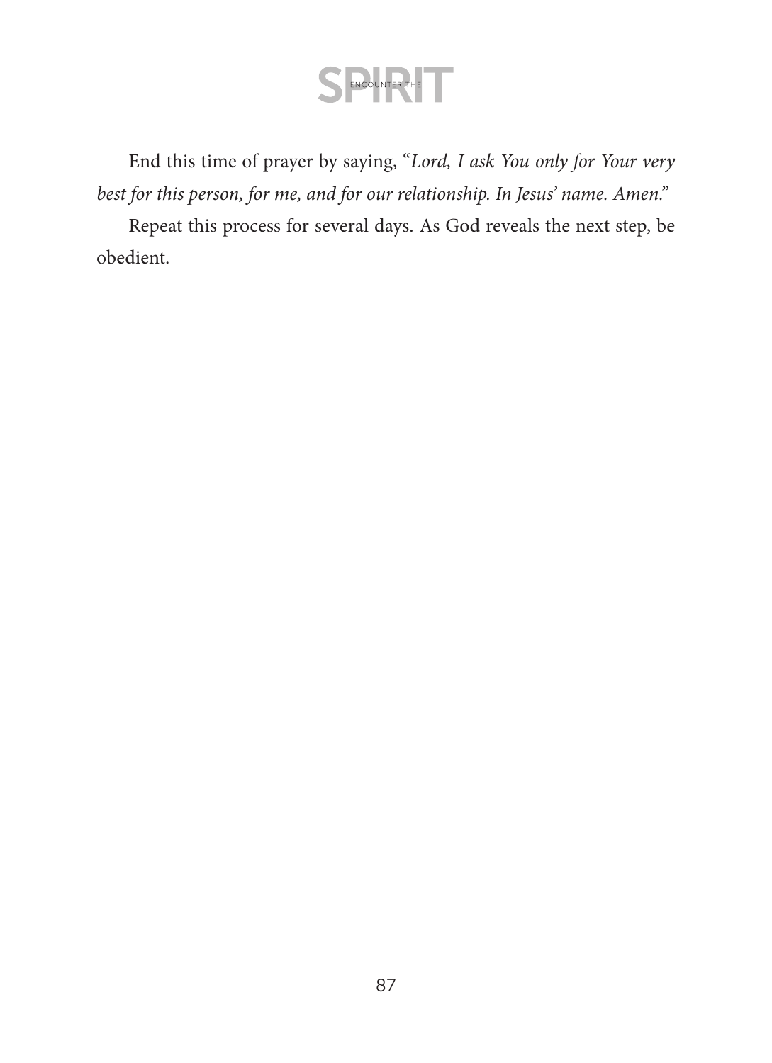End this time of prayer by saying, "*Lord, I ask You only for Your very best for this person, for me, and for our relationship. In Jesus' name. Amen.*"

Repeat this process for several days. As God reveals the next step, be obedient.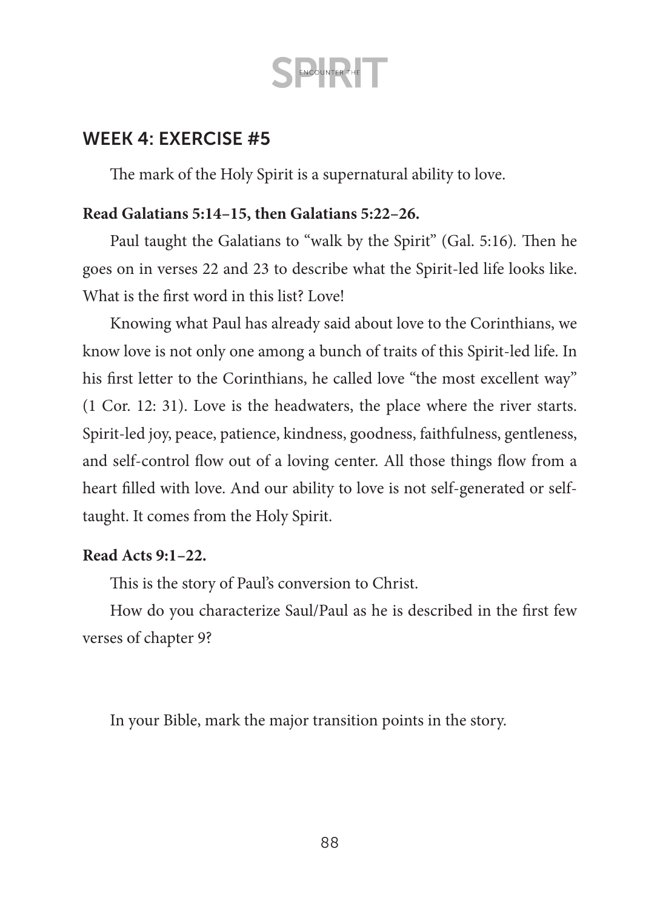## WEEK 4: EXERCISE #5

The mark of the Holy Spirit is a supernatural ability to love.

**Read Galatians 5:14–15, then Galatians 5:22–26.**

Paul taught the Galatians to "walk by the Spirit" (Gal. 5:16). Then he goes on in verses 22 and 23 to describe what the Spirit-led life looks like. What is the first word in this list? Love!

Knowing what Paul has already said about love to the Corinthians, we know love is not only one among a bunch of traits of this Spirit-led life. In his first letter to the Corinthians, he called love "the most excellent way" (1 Cor. 12: 31). Love is the headwaters, the place where the river starts. Spirit-led joy, peace, patience, kindness, goodness, faithfulness, gentleness, and self-control flow out of a loving center. All those things flow from a heart filled with love. And our ability to love is not self-generated or self-taught. It comes from the Holy Spirit.

**Read Acts 9:1–22.**

This is the story of Paul's conversion to Christ.

How do you characterize Saul/Paul as he is described in the first few verses of chapter 9?

In your Bible, mark the major transition points in the story.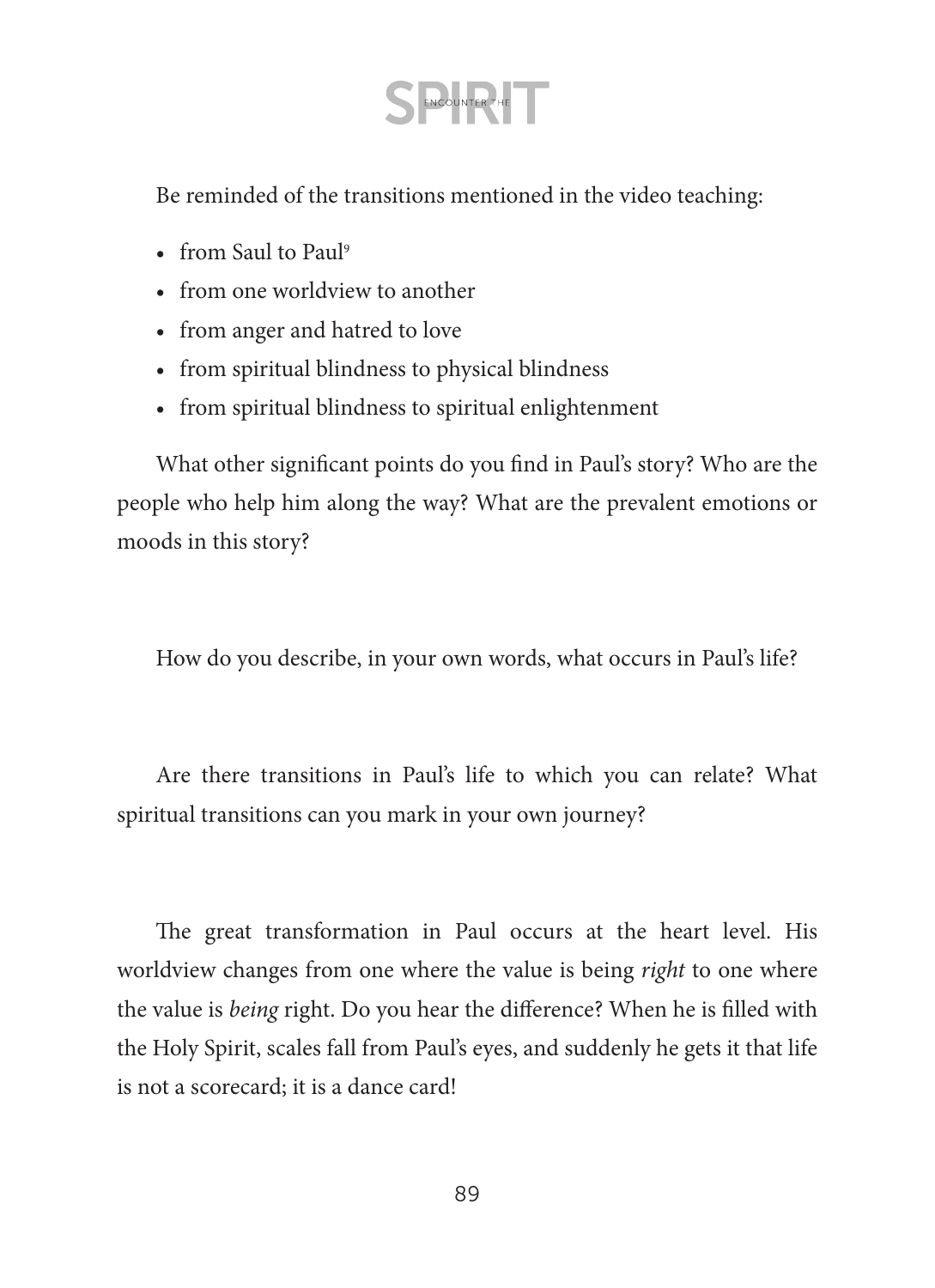Be reminded of the transitions mentioned in the video teaching:

- from Saul to Paul[9]
- from one worldview to another
- from anger and hatred to love
- from spiritual blindness to physical blindness
- from spiritual blindness to spiritual enlightenment

What other significant points do you find in Paul's story? Who are the people who help him along the way? What are the prevalent emotions or moods in this story?

How do you describe, in your own words, what occurs in Paul's life?

Are there transitions in Paul's life to which you can relate? What spiritual transitions can you mark in your own journey?

The great transformation in Paul occurs at the heart level. His worldview changes from one where the value is being *right* to one where the value is *being* right. Do you hear the difference? When he is filled with the Holy Spirit, scales fall from Paul's eyes, and suddenly he gets it that life is not a scorecard; it is a dance card!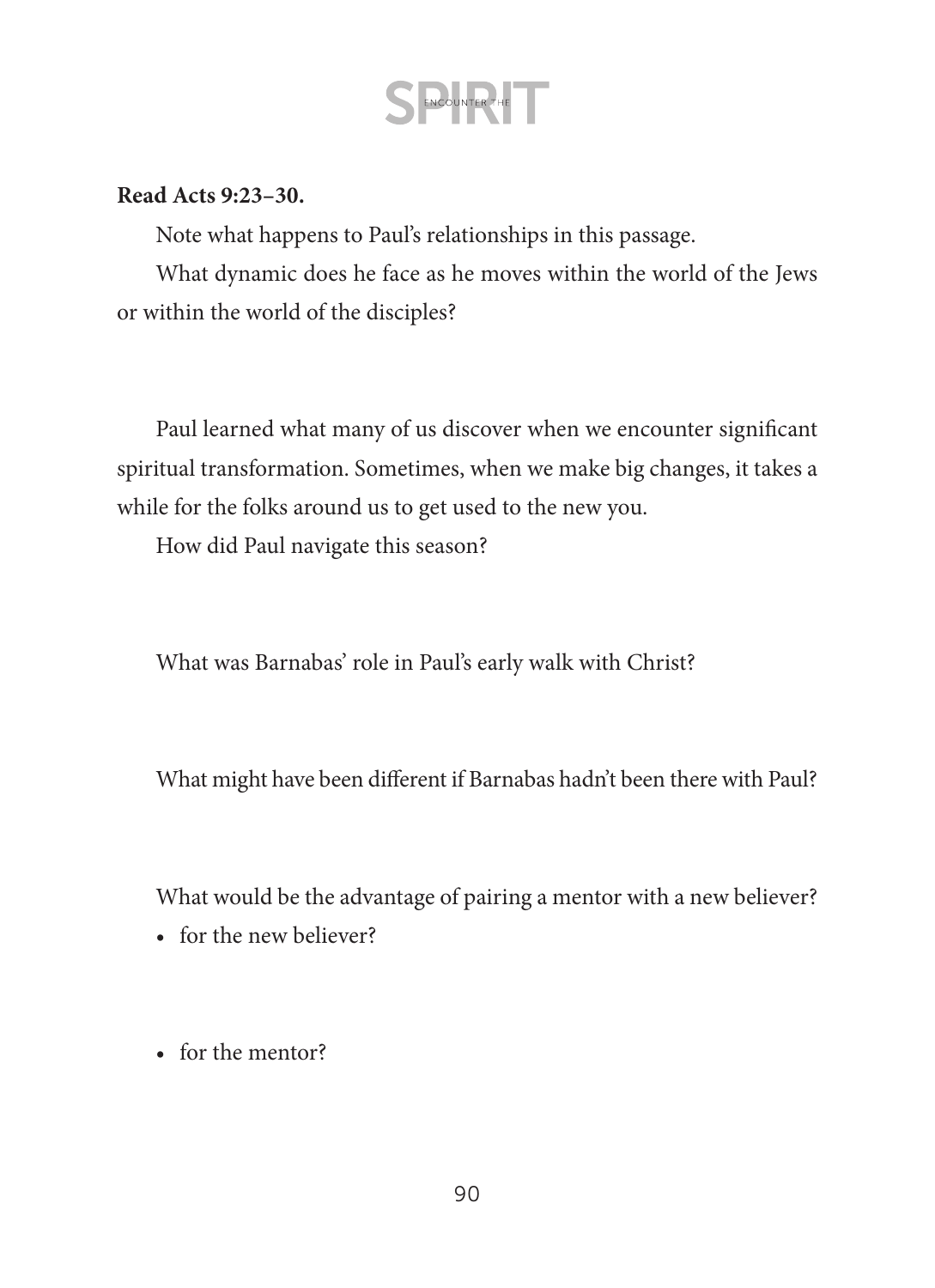**Read Acts 9:23–30.**

Note what happens to Paul's relationships in this passage.

What dynamic does he face as he moves within the world of the Jews or within the world of the disciples?

Paul learned what many of us discover when we encounter significant spiritual transformation. Sometimes, when we make big changes, it takes a while for the folks around us to get used to the new you.

How did Paul navigate this season?

What was Barnabas' role in Paul's early walk with Christ?

What might have been different if Barnabas hadn't been there with Paul?

What would be the advantage of pairing a mentor with a new believer?

- for the new believer?
- for the mentor?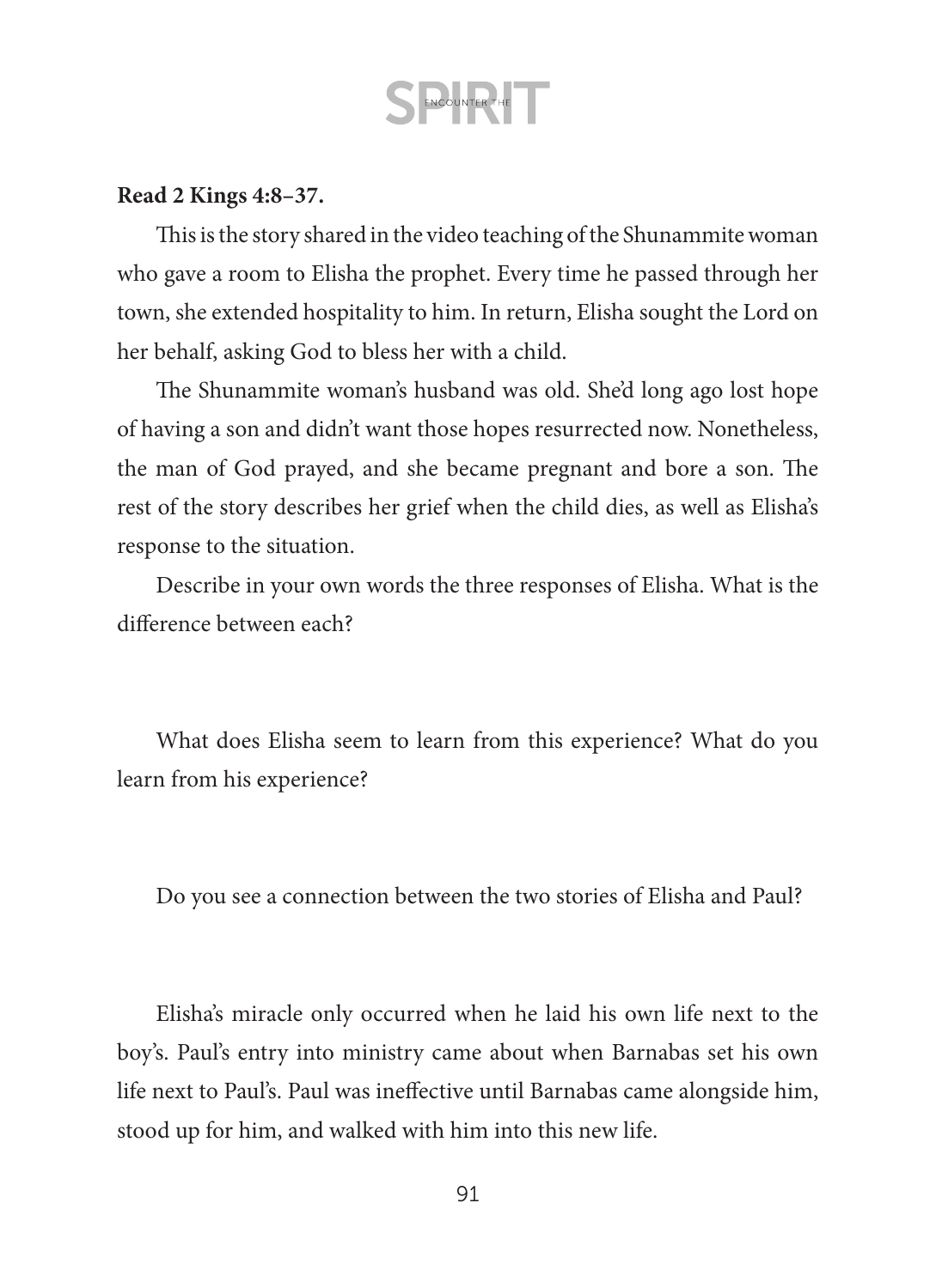**Read 2 Kings 4:8–37.**

This is the story shared in the video teaching of the Shunammite woman who gave a room to Elisha the prophet. Every time he passed through her town, she extended hospitality to him. In return, Elisha sought the Lord on her behalf, asking God to bless her with a child.

The Shunammite woman's husband was old. She'd long ago lost hope of having a son and didn't want those hopes resurrected now. Nonetheless, the man of God prayed, and she became pregnant and bore a son. The rest of the story describes her grief when the child dies, as well as Elisha's response to the situation.

Describe in your own words the three responses of Elisha. What is the difference between each?

What does Elisha seem to learn from this experience? What do you learn from his experience?

Do you see a connection between the two stories of Elisha and Paul?

Elisha's miracle only occurred when he laid his own life next to the boy's. Paul's entry into ministry came about when Barnabas set his own life next to Paul's. Paul was ineffective until Barnabas came alongside him, stood up for him, and walked with him into this new life.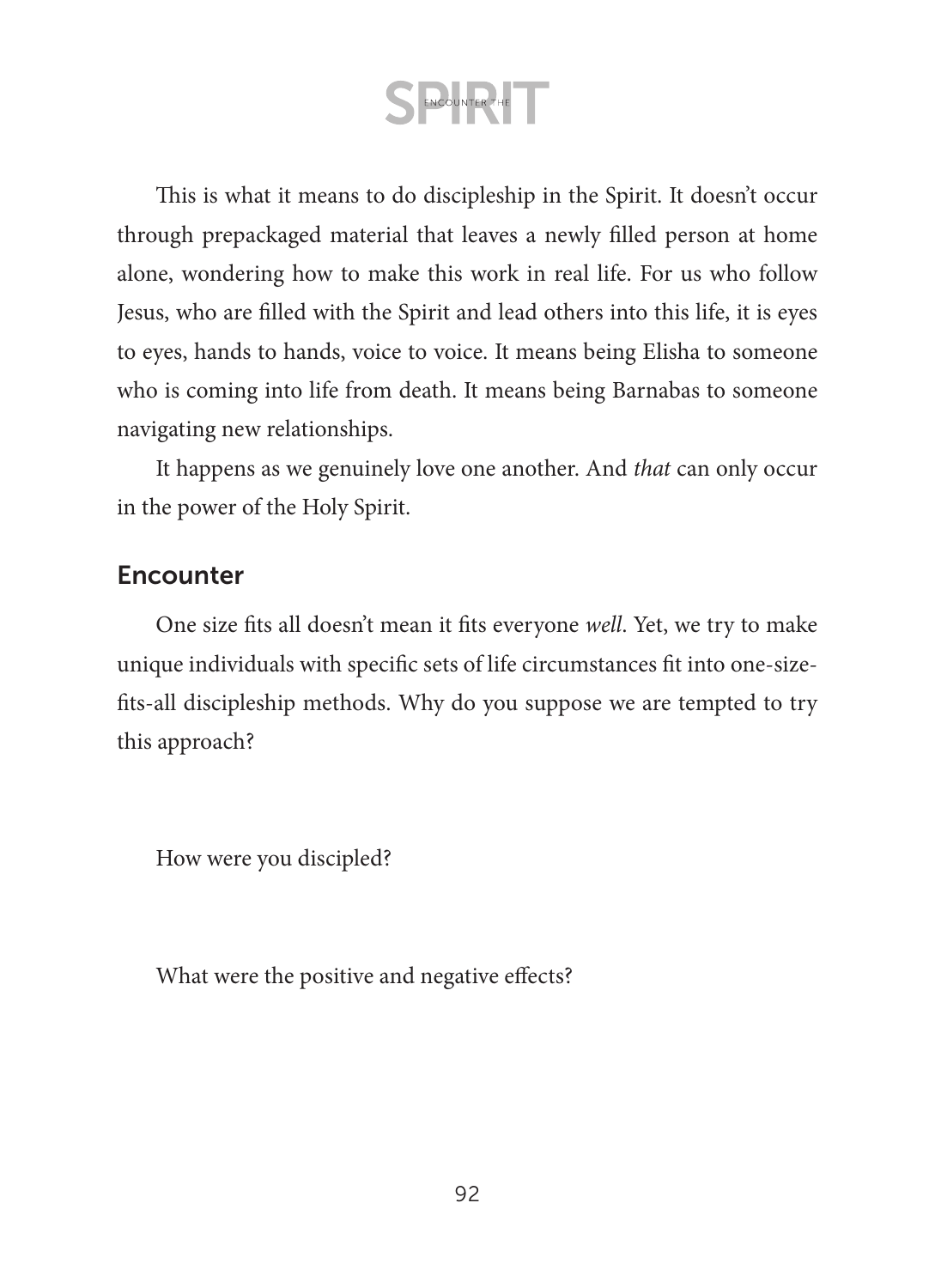This is what it means to do discipleship in the Spirit. It doesn't occur through prepackaged material that leaves a newly filled person at home alone, wondering how to make this work in real life. For us who follow Jesus, who are filled with the Spirit and lead others into this life, it is eyes to eyes, hands to hands, voice to voice. It means being Elisha to someone who is coming into life from death. It means being Barnabas to someone navigating new relationships.

It happens as we genuinely love one another. And *that* can only occur in the power of the Holy Spirit.

## Encounter

One size fits all doesn't mean it fits everyone *well*. Yet, we try to make unique individuals with specific sets of life circumstances fit into one-size-fits-all discipleship methods. Why do you suppose we are tempted to try this approach?

How were you discipled?

What were the positive and negative effects?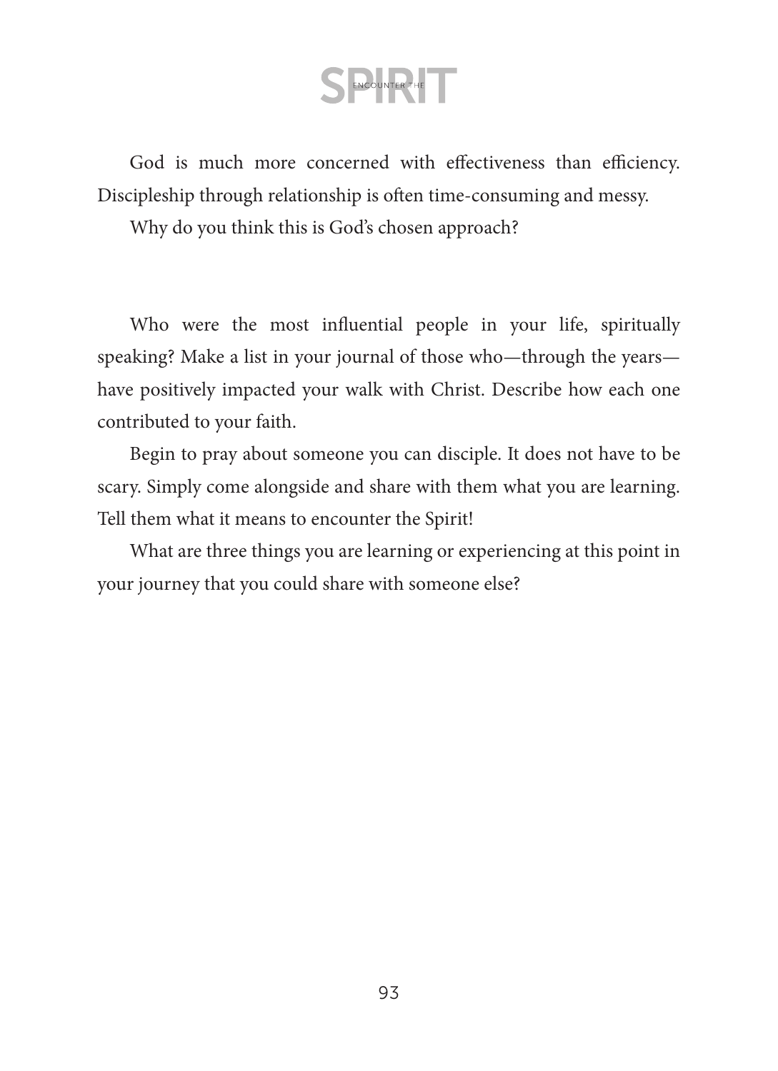God is much more concerned with effectiveness than efficiency. Discipleship through relationship is often time-consuming and messy.

Why do you think this is God's chosen approach?

Who were the most influential people in your life, spiritually speaking? Make a list in your journal of those who—through the years—have positively impacted your walk with Christ. Describe how each one contributed to your faith.

Begin to pray about someone you can disciple. It does not have to be scary. Simply come alongside and share with them what you are learning. Tell them what it means to encounter the Spirit!

What are three things you are learning or experiencing at this point in your journey that you could share with someone else?